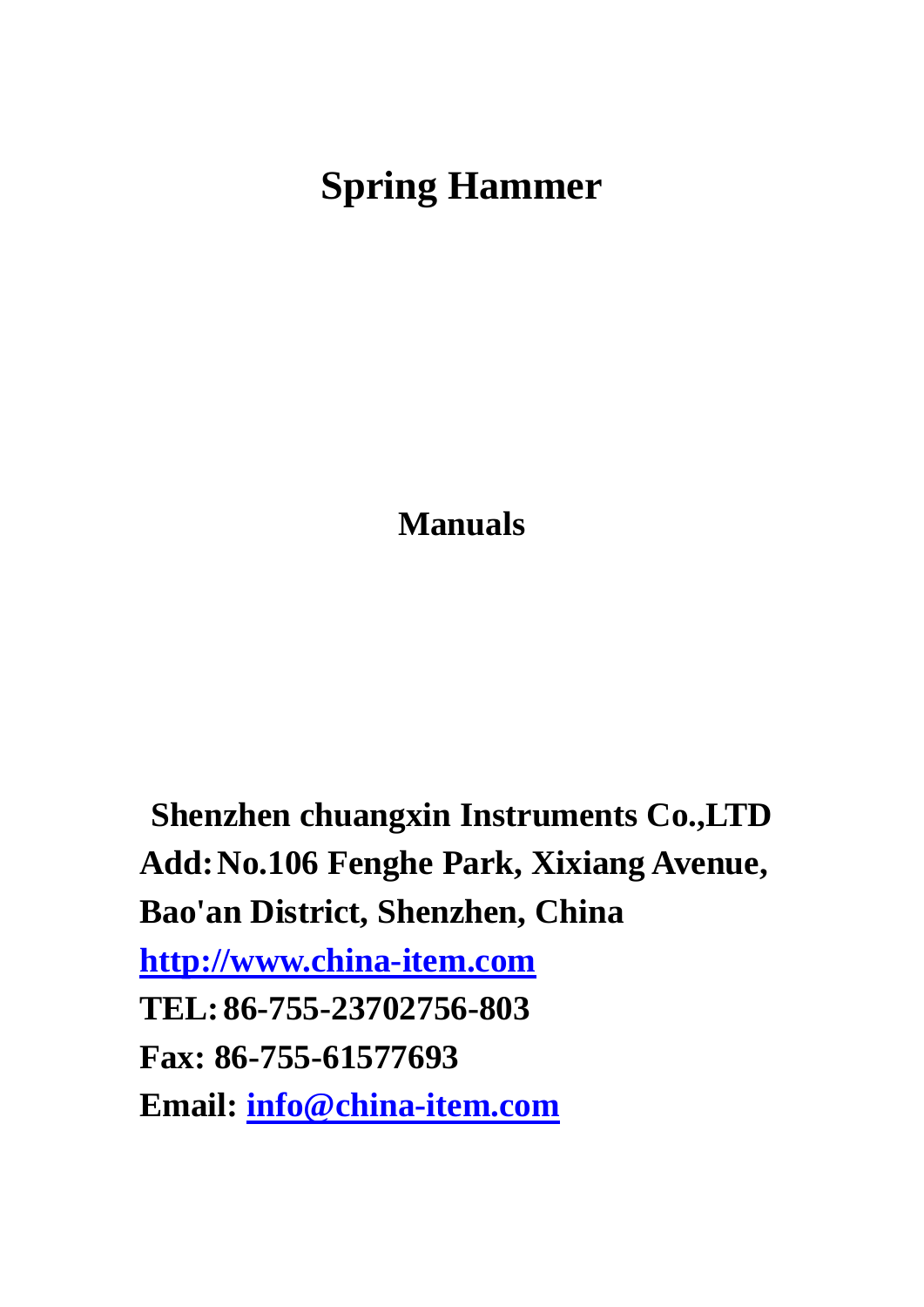# Spring Hammer

**Manuals**

**Shenzhen chuangxin Instruments Co.,LTD**

**Add: No.106 Fenghe Park, Xixiang Avenue, Bao'an District, Shenzhen, China**

**http://www.china-item.com**

**TEL: 86-755-23702756-803**

**Fax: 86-755-61577693**

**Email: info@china-item.com**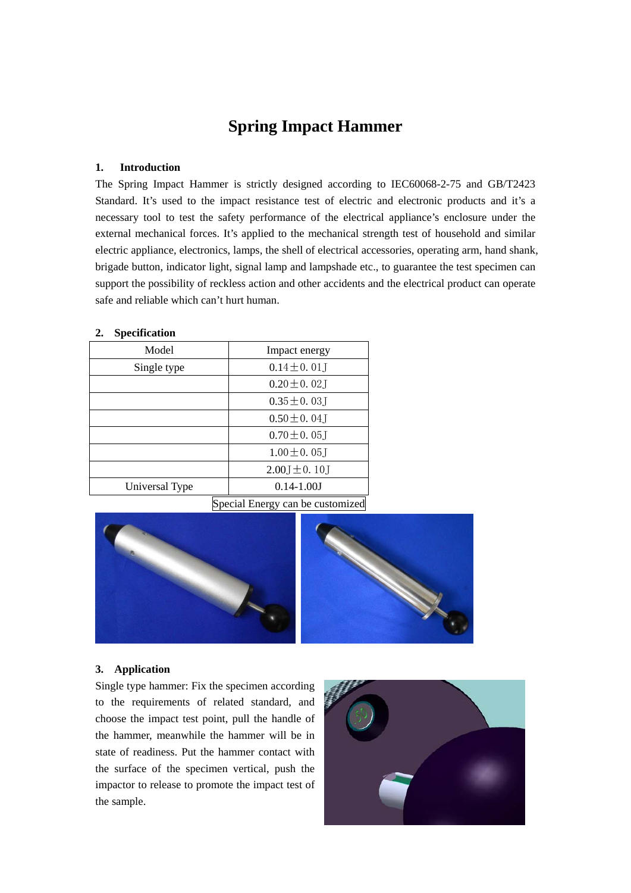# Spring Impact Hammer

## 1. Introduction

The Spring Impact Hammer is strictly designed according to IEC60068-2-75 and GB/T2423 Standard. It's used to the impact resistance test of electric and electronic products and it's a necessary tool to test the safety performance of the electrical appliance's enclosure under the external mechanical forces. It's applied to the mechanical strength test of household and similar electric appliance, electronics, lamps, the shell of electrical accessories, operating arm, hand shank, brigade button, indicator light, signal lamp and lampshade etc., to guarantee the test specimen can support the possibility of reckless action and other accidents and the electrical product can operate safe and reliable which can't hurt human.

## 2. Specification

| Model | Impact energy |
|---|---|
| Single type | 0.14±0. 01J |
| | 0.20±0. 02J |
| | 0.35±0. 03J |
| | 0.50±0. 04J |
| | 0.70±0. 05J |
| | 1.00±0. 05J |
| | 2.00J±0. 10J |
| Universal Type | 0.14-1.00J |

Special Energy can be customized

## 3. Application

Single type hammer: Fix the specimen according to the requirements of related standard, and choose the impact test point, pull the handle of the hammer, meanwhile the hammer will be in state of readiness. Put the hammer contact with the surface of the specimen vertical, push the impactor to release to promote the impact test of the sample.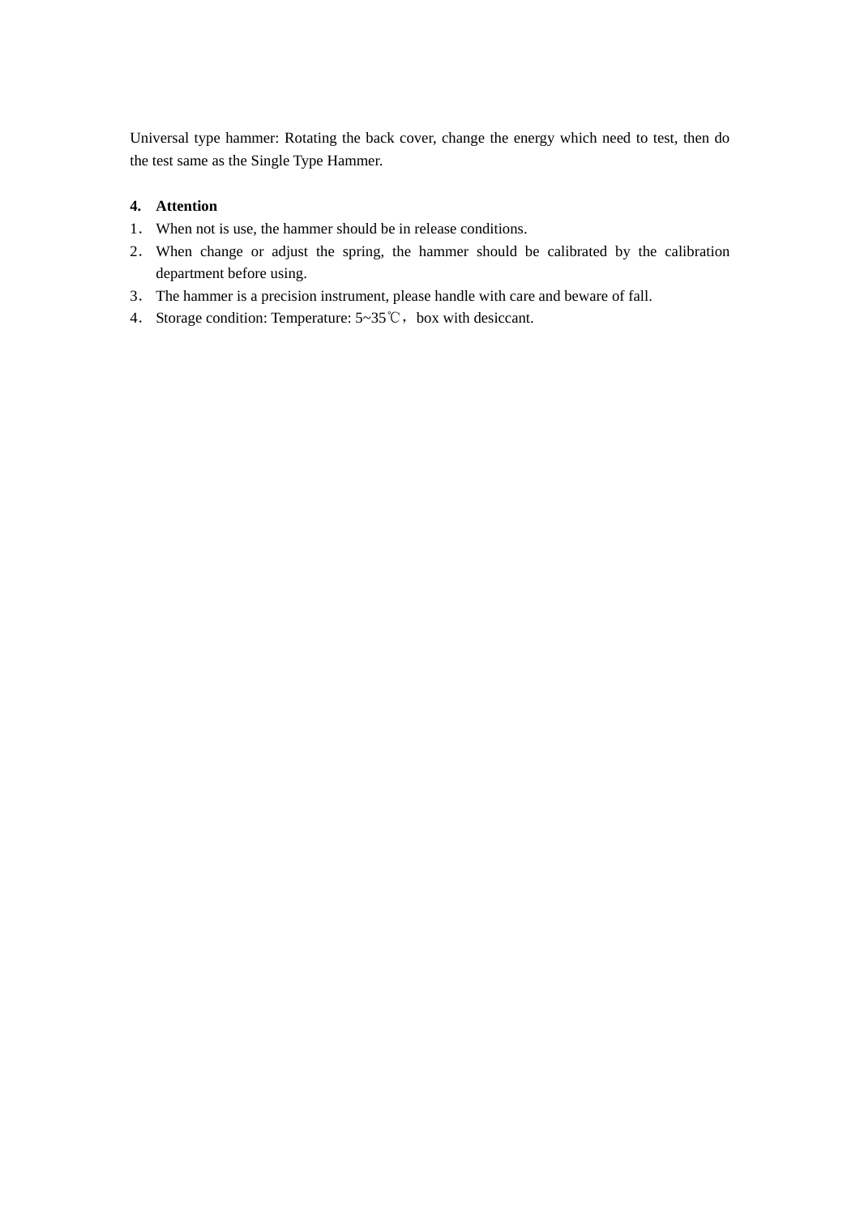Universal type hammer: Rotating the back cover, change the energy which need to test, then do the test same as the Single Type Hammer.

**4. Attention**

1. When not is use, the hammer should be in release conditions.
2. When change or adjust the spring, the hammer should be calibrated by the calibration department before using.
3. The hammer is a precision instrument, please handle with care and beware of fall.
4. Storage condition: Temperature: 5~35℃，box with desiccant.